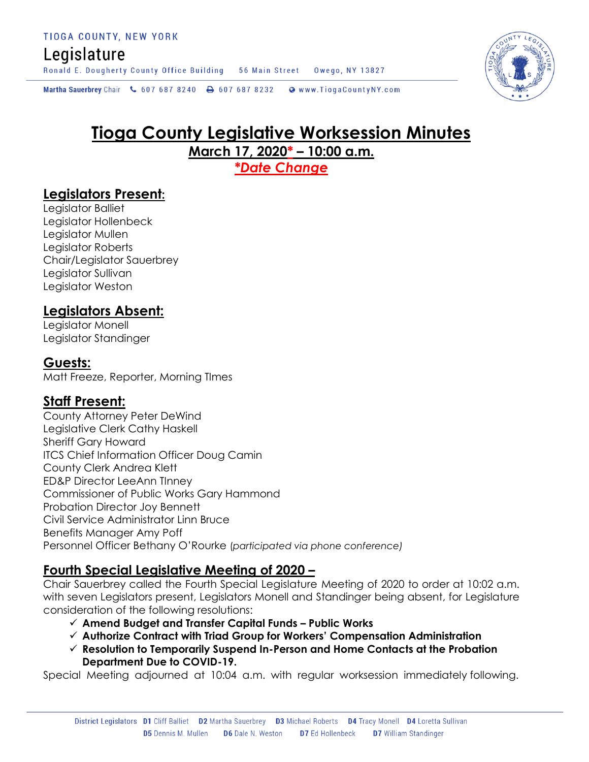TIOGA COUNTY, NEW YORK

Legislature

Ronald E. Dougherty County Office Building 56 Main Street Owego, NY 13827

Martha Sauerbrey Chair 607 687 8240 607 687 8232 www.TiogaCountyNY.com

# Tioga County Legislative Worksession Minutes

## March 17, 2020* – 10:00 a.m.

***Date Change**

## Legislators Present:

Legislator Balliet
Legislator Hollenbeck
Legislator Mullen
Legislator Roberts
Chair/Legislator Sauerbrey
Legislator Sullivan
Legislator Weston

## Legislators Absent:

Legislator Monell
Legislator Standinger

## Guests:

Matt Freeze, Reporter, Morning TImes

## Staff Present:

County Attorney Peter DeWind
Legislative Clerk Cathy Haskell
Sheriff Gary Howard
ITCS Chief Information Officer Doug Camin
County Clerk Andrea Klett
ED&P Director LeeAnn TInney
Commissioner of Public Works Gary Hammond
Probation Director Joy Bennett
Civil Service Administrator Linn Bruce
Benefits Manager Amy Poff
Personnel Officer Bethany O'Rourke *(participated via phone conference)*

## Fourth Special Legislative Meeting of 2020 –

Chair Sauerbrey called the Fourth Special Legislature Meeting of 2020 to order at 10:02 a.m. with seven Legislators present, Legislators Monell and Standinger being absent, for Legislature consideration of the following resolutions:

- ✓ **Amend Budget and Transfer Capital Funds – Public Works**
- ✓ **Authorize Contract with Triad Group for Workers' Compensation Administration**
- ✓ **Resolution to Temporarily Suspend In-Person and Home Contacts at the Probation Department Due to COVID-19.**

Special Meeting adjourned at 10:04 a.m. with regular worksession immediately following.

District Legislators D1 Cliff Balliet D2 Martha Sauerbrey D3 Michael Roberts D4 Tracy Monell D4 Loretta Sullivan D5 Dennis M. Mullen D6 Dale N. Weston D7 Ed Hollenbeck D7 William Standinger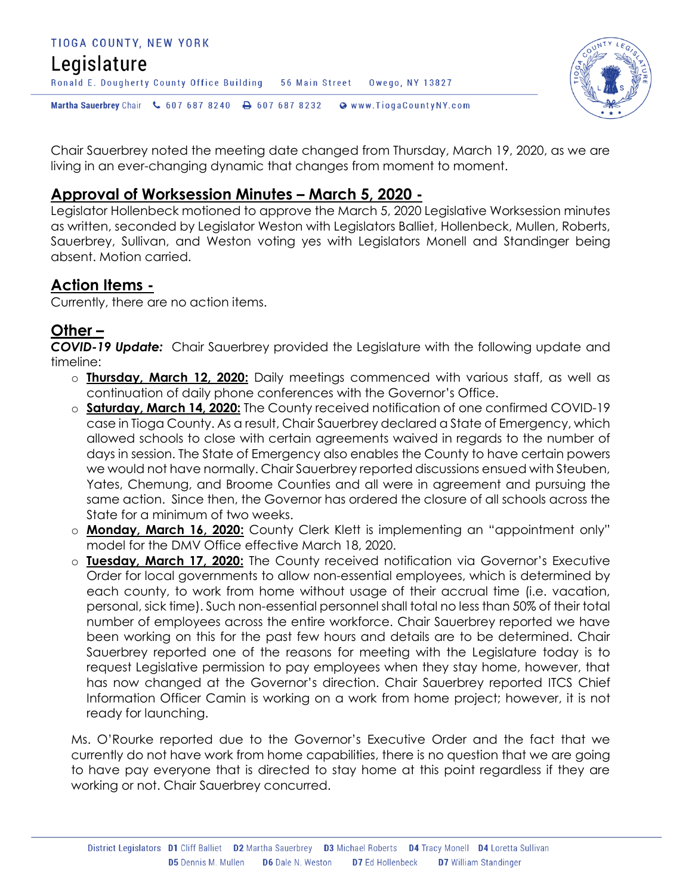Chair Sauerbrey noted the meeting date changed from Thursday, March 19, 2020, as we are living in an ever-changing dynamic that changes from moment to moment.

## Approval of Worksession Minutes – March 5, 2020 -

Legislator Hollenbeck motioned to approve the March 5, 2020 Legislative Worksession minutes as written, seconded by Legislator Weston with Legislators Balliet, Hollenbeck, Mullen, Roberts, Sauerbrey, Sullivan, and Weston voting yes with Legislators Monell and Standinger being absent. Motion carried.

## Action Items -

Currently, there are no action items.

## Other –

***COVID-19 Update:*** Chair Sauerbrey provided the Legislature with the following update and timeline:

- **Thursday, March 12, 2020:** Daily meetings commenced with various staff, as well as continuation of daily phone conferences with the Governor's Office.
- **Saturday, March 14, 2020:** The County received notification of one confirmed COVID-19 case in Tioga County. As a result, Chair Sauerbrey declared a State of Emergency, which allowed schools to close with certain agreements waived in regards to the number of days in session. The State of Emergency also enables the County to have certain powers we would not have normally. Chair Sauerbrey reported discussions ensued with Steuben, Yates, Chemung, and Broome Counties and all were in agreement and pursuing the same action. Since then, the Governor has ordered the closure of all schools across the State for a minimum of two weeks.
- **Monday, March 16, 2020:** County Clerk Klett is implementing an "appointment only" model for the DMV Office effective March 18, 2020.
- **Tuesday, March 17, 2020:** The County received notification via Governor's Executive Order for local governments to allow non-essential employees, which is determined by each county, to work from home without usage of their accrual time (i.e. vacation, personal, sick time). Such non-essential personnel shall total no less than 50% of their total number of employees across the entire workforce. Chair Sauerbrey reported we have been working on this for the past few hours and details are to be determined. Chair Sauerbrey reported one of the reasons for meeting with the Legislature today is to request Legislative permission to pay employees when they stay home, however, that has now changed at the Governor's direction. Chair Sauerbrey reported ITCS Chief Information Officer Camin is working on a work from home project; however, it is not ready for launching.

Ms. O'Rourke reported due to the Governor's Executive Order and the fact that we currently do not have work from home capabilities, there is no question that we are going to have pay everyone that is directed to stay home at this point regardless if they are working or not. Chair Sauerbrey concurred.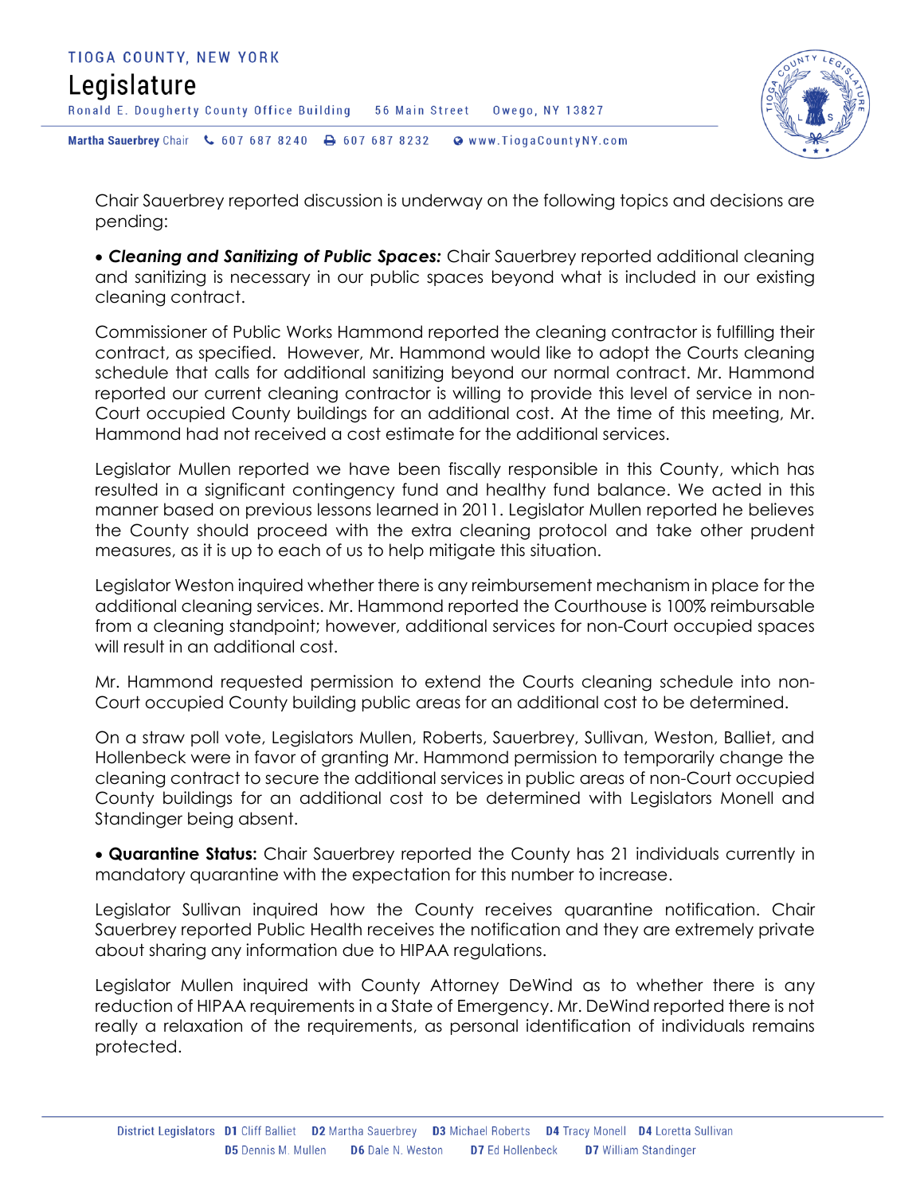Chair Sauerbrey reported discussion is underway on the following topics and decisions are pending:

- ***Cleaning and Sanitizing of Public Spaces:*** Chair Sauerbrey reported additional cleaning and sanitizing is necessary in our public spaces beyond what is included in our existing cleaning contract.

Commissioner of Public Works Hammond reported the cleaning contractor is fulfilling their contract, as specified. However, Mr. Hammond would like to adopt the Courts cleaning schedule that calls for additional sanitizing beyond our normal contract. Mr. Hammond reported our current cleaning contractor is willing to provide this level of service in non-Court occupied County buildings for an additional cost. At the time of this meeting, Mr. Hammond had not received a cost estimate for the additional services.

Legislator Mullen reported we have been fiscally responsible in this County, which has resulted in a significant contingency fund and healthy fund balance. We acted in this manner based on previous lessons learned in 2011. Legislator Mullen reported he believes the County should proceed with the extra cleaning protocol and take other prudent measures, as it is up to each of us to help mitigate this situation.

Legislator Weston inquired whether there is any reimbursement mechanism in place for the additional cleaning services. Mr. Hammond reported the Courthouse is 100% reimbursable from a cleaning standpoint; however, additional services for non-Court occupied spaces will result in an additional cost.

Mr. Hammond requested permission to extend the Courts cleaning schedule into non-Court occupied County building public areas for an additional cost to be determined.

On a straw poll vote, Legislators Mullen, Roberts, Sauerbrey, Sullivan, Weston, Balliet, and Hollenbeck were in favor of granting Mr. Hammond permission to temporarily change the cleaning contract to secure the additional services in public areas of non-Court occupied County buildings for an additional cost to be determined with Legislators Monell and Standinger being absent.

- **Quarantine Status:** Chair Sauerbrey reported the County has 21 individuals currently in mandatory quarantine with the expectation for this number to increase.

Legislator Sullivan inquired how the County receives quarantine notification. Chair Sauerbrey reported Public Health receives the notification and they are extremely private about sharing any information due to HIPAA regulations.

Legislator Mullen inquired with County Attorney DeWind as to whether there is any reduction of HIPAA requirements in a State of Emergency. Mr. DeWind reported there is not really a relaxation of the requirements, as personal identification of individuals remains protected.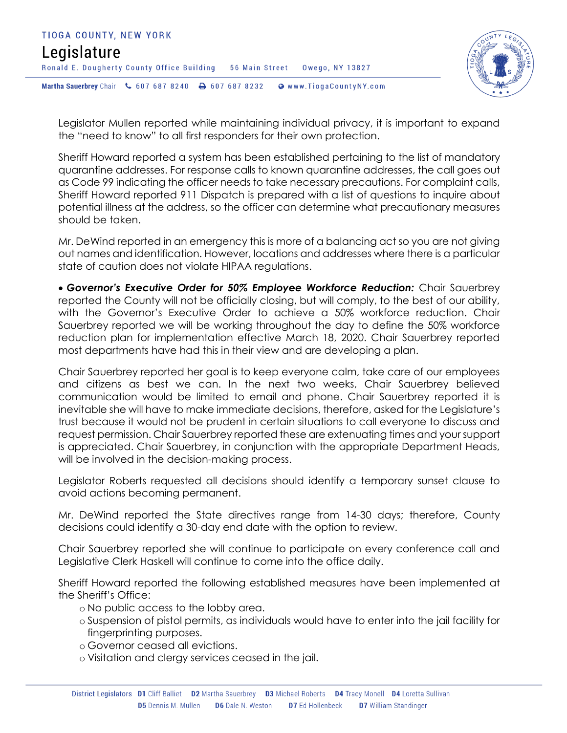Legislator Mullen reported while maintaining individual privacy, it is important to expand the "need to know" to all first responders for their own protection.

Sheriff Howard reported a system has been established pertaining to the list of mandatory quarantine addresses. For response calls to known quarantine addresses, the call goes out as Code 99 indicating the officer needs to take necessary precautions. For complaint calls, Sheriff Howard reported 911 Dispatch is prepared with a list of questions to inquire about potential illness at the address, so the officer can determine what precautionary measures should be taken.

Mr. DeWind reported in an emergency this is more of a balancing act so you are not giving out names and identification. However, locations and addresses where there is a particular state of caution does not violate HIPAA regulations.

- ***Governor's Executive Order for 50% Employee Workforce Reduction:*** Chair Sauerbrey reported the County will not be officially closing, but will comply, to the best of our ability, with the Governor's Executive Order to achieve a 50% workforce reduction. Chair Sauerbrey reported we will be working throughout the day to define the 50% workforce reduction plan for implementation effective March 18, 2020. Chair Sauerbrey reported most departments have had this in their view and are developing a plan.

Chair Sauerbrey reported her goal is to keep everyone calm, take care of our employees and citizens as best we can. In the next two weeks, Chair Sauerbrey believed communication would be limited to email and phone. Chair Sauerbrey reported it is inevitable she will have to make immediate decisions, therefore, asked for the Legislature's trust because it would not be prudent in certain situations to call everyone to discuss and request permission. Chair Sauerbrey reported these are extenuating times and your support is appreciated. Chair Sauerbrey, in conjunction with the appropriate Department Heads, will be involved in the decision-making process.

Legislator Roberts requested all decisions should identify a temporary sunset clause to avoid actions becoming permanent.

Mr. DeWind reported the State directives range from 14-30 days; therefore, County decisions could identify a 30-day end date with the option to review.

Chair Sauerbrey reported she will continue to participate on every conference call and Legislative Clerk Haskell will continue to come into the office daily.

Sheriff Howard reported the following established measures have been implemented at the Sheriff's Office:

- No public access to the lobby area.
- Suspension of pistol permits, as individuals would have to enter into the jail facility for fingerprinting purposes.
- Governor ceased all evictions.
- Visitation and clergy services ceased in the jail.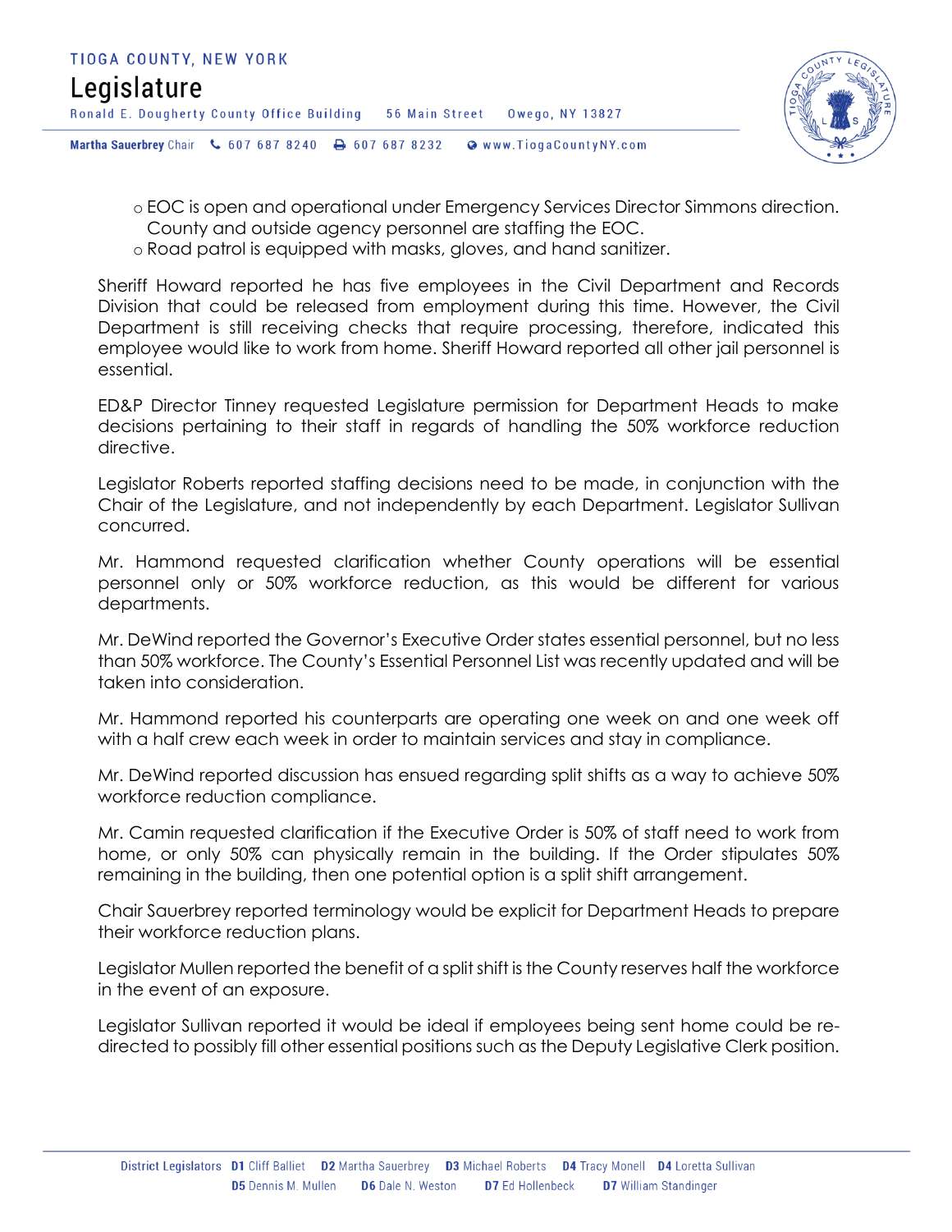- EOC is open and operational under Emergency Services Director Simmons direction. County and outside agency personnel are staffing the EOC.
- Road patrol is equipped with masks, gloves, and hand sanitizer.

Sheriff Howard reported he has five employees in the Civil Department and Records Division that could be released from employment during this time. However, the Civil Department is still receiving checks that require processing, therefore, indicated this employee would like to work from home. Sheriff Howard reported all other jail personnel is essential.

ED&P Director Tinney requested Legislature permission for Department Heads to make decisions pertaining to their staff in regards of handling the 50% workforce reduction directive.

Legislator Roberts reported staffing decisions need to be made, in conjunction with the Chair of the Legislature, and not independently by each Department. Legislator Sullivan concurred.

Mr. Hammond requested clarification whether County operations will be essential personnel only or 50% workforce reduction, as this would be different for various departments.

Mr. DeWind reported the Governor's Executive Order states essential personnel, but no less than 50% workforce. The County's Essential Personnel List was recently updated and will be taken into consideration.

Mr. Hammond reported his counterparts are operating one week on and one week off with a half crew each week in order to maintain services and stay in compliance.

Mr. DeWind reported discussion has ensued regarding split shifts as a way to achieve 50% workforce reduction compliance.

Mr. Camin requested clarification if the Executive Order is 50% of staff need to work from home, or only 50% can physically remain in the building. If the Order stipulates 50% remaining in the building, then one potential option is a split shift arrangement.

Chair Sauerbrey reported terminology would be explicit for Department Heads to prepare their workforce reduction plans.

Legislator Mullen reported the benefit of a split shift is the County reserves half the workforce in the event of an exposure.

Legislator Sullivan reported it would be ideal if employees being sent home could be re-directed to possibly fill other essential positions such as the Deputy Legislative Clerk position.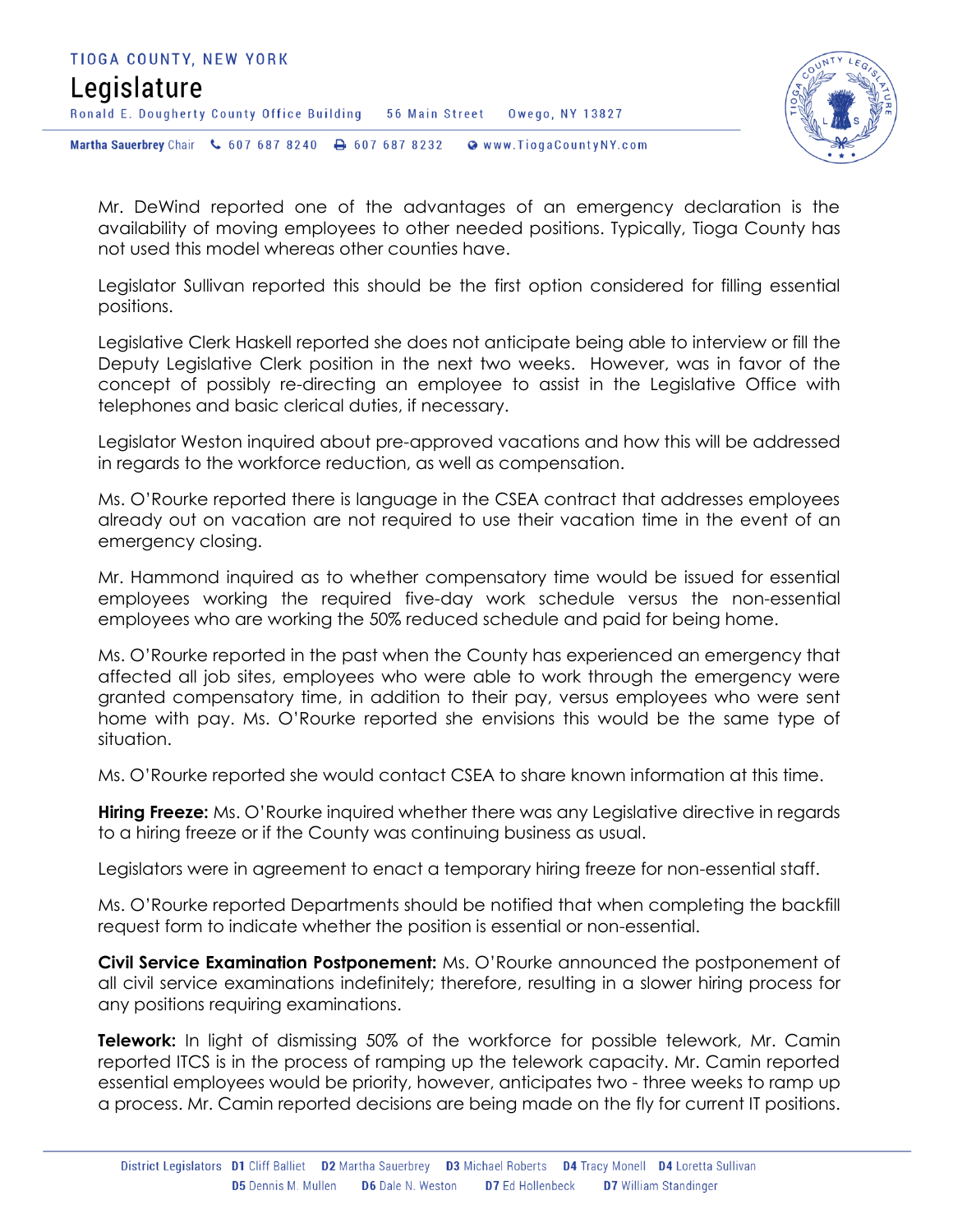Mr. DeWind reported one of the advantages of an emergency declaration is the availability of moving employees to other needed positions. Typically, Tioga County has not used this model whereas other counties have.

Legislator Sullivan reported this should be the first option considered for filling essential positions.

Legislative Clerk Haskell reported she does not anticipate being able to interview or fill the Deputy Legislative Clerk position in the next two weeks. However, was in favor of the concept of possibly re-directing an employee to assist in the Legislative Office with telephones and basic clerical duties, if necessary.

Legislator Weston inquired about pre-approved vacations and how this will be addressed in regards to the workforce reduction, as well as compensation.

Ms. O'Rourke reported there is language in the CSEA contract that addresses employees already out on vacation are not required to use their vacation time in the event of an emergency closing.

Mr. Hammond inquired as to whether compensatory time would be issued for essential employees working the required five-day work schedule versus the non-essential employees who are working the 50% reduced schedule and paid for being home.

Ms. O'Rourke reported in the past when the County has experienced an emergency that affected all job sites, employees who were able to work through the emergency were granted compensatory time, in addition to their pay, versus employees who were sent home with pay. Ms. O'Rourke reported she envisions this would be the same type of situation.

Ms. O'Rourke reported she would contact CSEA to share known information at this time.

**Hiring Freeze:** Ms. O'Rourke inquired whether there was any Legislative directive in regards to a hiring freeze or if the County was continuing business as usual.

Legislators were in agreement to enact a temporary hiring freeze for non-essential staff.

Ms. O'Rourke reported Departments should be notified that when completing the backfill request form to indicate whether the position is essential or non-essential.

**Civil Service Examination Postponement:** Ms. O'Rourke announced the postponement of all civil service examinations indefinitely; therefore, resulting in a slower hiring process for any positions requiring examinations.

**Telework:** In light of dismissing 50% of the workforce for possible telework, Mr. Camin reported ITCS is in the process of ramping up the telework capacity. Mr. Camin reported essential employees would be priority, however, anticipates two - three weeks to ramp up a process. Mr. Camin reported decisions are being made on the fly for current IT positions.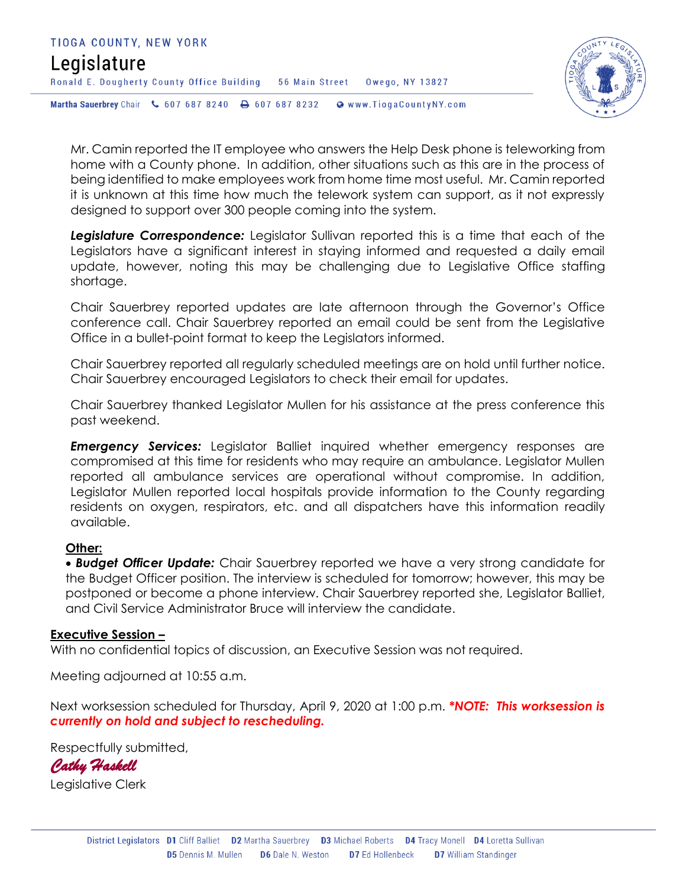Mr. Camin reported the IT employee who answers the Help Desk phone is teleworking from home with a County phone. In addition, other situations such as this are in the process of being identified to make employees work from home time most useful. Mr. Camin reported it is unknown at this time how much the telework system can support, as it not expressly designed to support over 300 people coming into the system.

***Legislature Correspondence:*** Legislator Sullivan reported this is a time that each of the Legislators have a significant interest in staying informed and requested a daily email update, however, noting this may be challenging due to Legislative Office staffing shortage.

Chair Sauerbrey reported updates are late afternoon through the Governor's Office conference call. Chair Sauerbrey reported an email could be sent from the Legislative Office in a bullet-point format to keep the Legislators informed.

Chair Sauerbrey reported all regularly scheduled meetings are on hold until further notice. Chair Sauerbrey encouraged Legislators to check their email for updates.

Chair Sauerbrey thanked Legislator Mullen for his assistance at the press conference this past weekend.

***Emergency Services:*** Legislator Balliet inquired whether emergency responses are compromised at this time for residents who may require an ambulance. Legislator Mullen reported all ambulance services are operational without compromise. In addition, Legislator Mullen reported local hospitals provide information to the County regarding residents on oxygen, respirators, etc. and all dispatchers have this information readily available.

**Other:**

- ***Budget Officer Update:*** Chair Sauerbrey reported we have a very strong candidate for the Budget Officer position. The interview is scheduled for tomorrow; however, this may be postponed or become a phone interview. Chair Sauerbrey reported she, Legislator Balliet, and Civil Service Administrator Bruce will interview the candidate.

**Executive Session –**

With no confidential topics of discussion, an Executive Session was not required.

Meeting adjourned at 10:55 a.m.

Next worksession scheduled for Thursday, April 9, 2020 at 1:00 p.m. ***\*NOTE: This worksession is currently on hold and subject to rescheduling.***

Respectfully submitted,

*Cathy Haskell*

Legislative Clerk